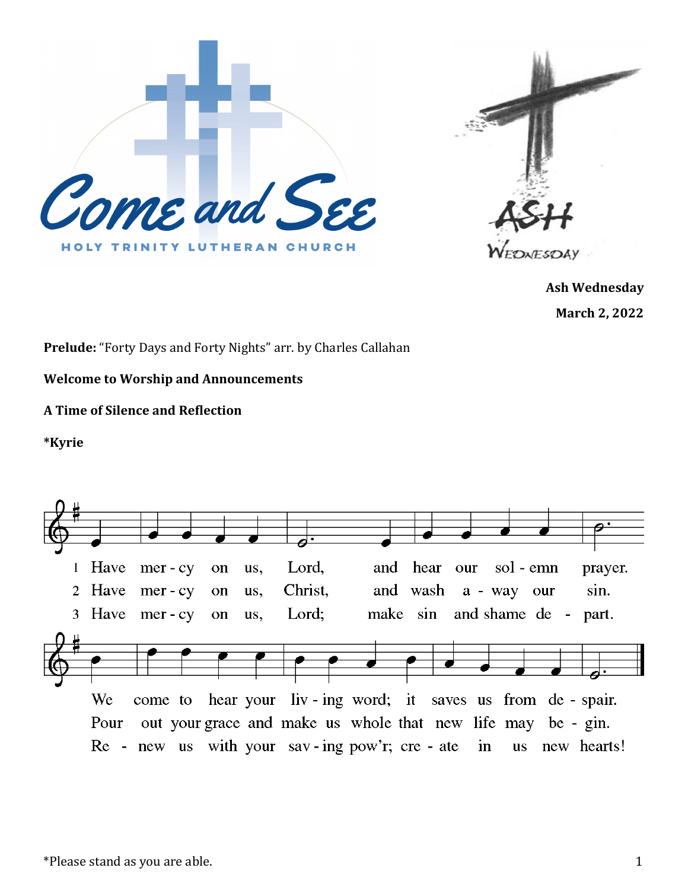Come and See

HOLY TRINITY LUTHERAN CHURCH

ASH WEDNESDAY

**Ash Wednesday**

**March 2, 2022**

**Prelude:** "Forty Days and Forty Nights" arr. by Charles Callahan

**Welcome to Worship and Announcements**

**A Time of Silence and Reflection**

**\*Kyrie**

1 Have mercy on us, Lord, and hear our solemn prayer. We come to hear your living word; it saves us from despair.

2 Have mercy on us, Christ, and wash away our sin. Pour out your grace and make us whole that new life may begin.

3 Have mercy on us, Lord; make sin and shame depart. Renew us with your saving pow'r; create in us new hearts!

\*Please stand as you are able.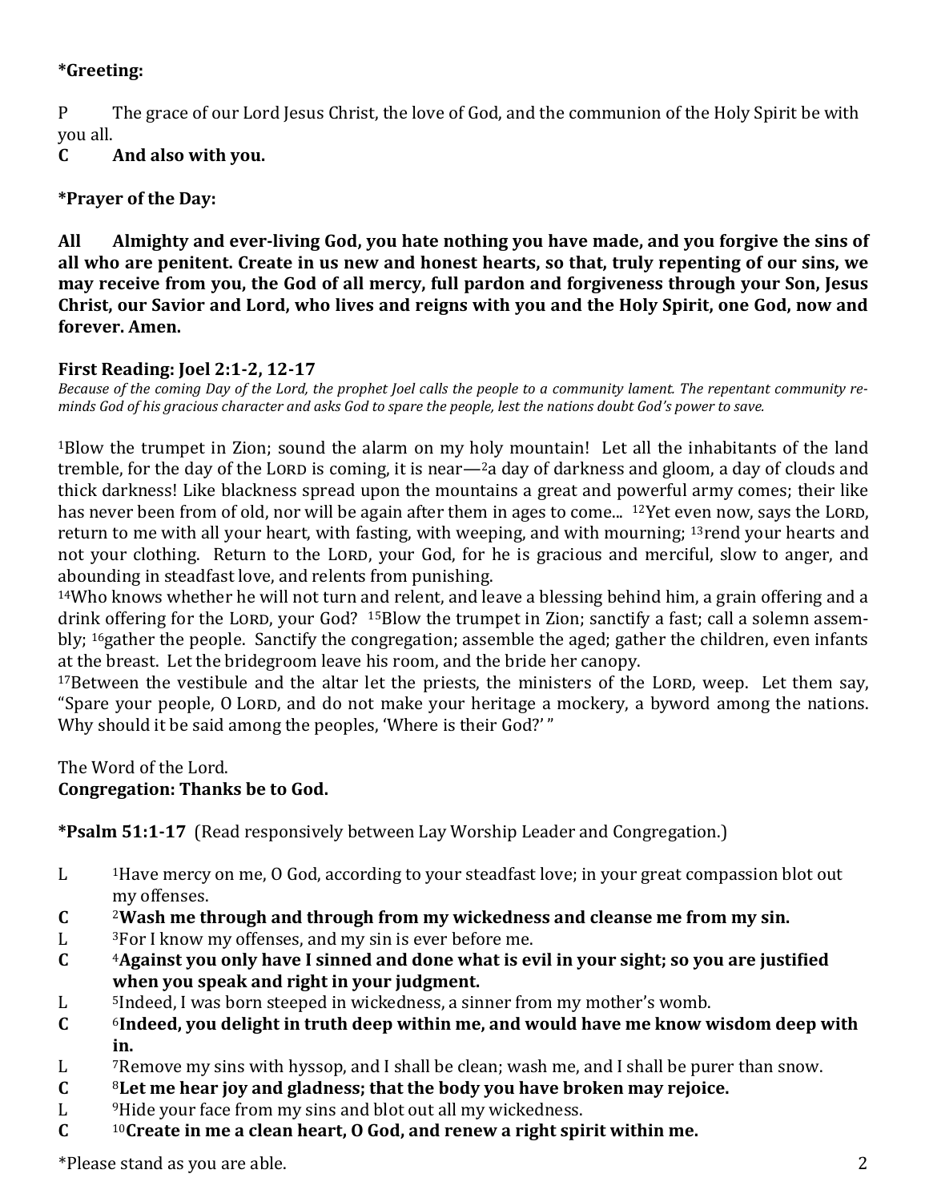**\*Greeting:**

P The grace of our Lord Jesus Christ, the love of God, and the communion of the Holy Spirit be with you all.

**C And also with you.**

**\*Prayer of the Day:**

**All Almighty and ever-living God, you hate nothing you have made, and you forgive the sins of all who are penitent. Create in us new and honest hearts, so that, truly repenting of our sins, we may receive from you, the God of all mercy, full pardon and forgiveness through your Son, Jesus Christ, our Savior and Lord, who lives and reigns with you and the Holy Spirit, one God, now and forever. Amen.**

**First Reading: Joel 2:1-2, 12-17**

*Because of the coming Day of the Lord, the prophet Joel calls the people to a community lament. The repentant community reminds God of his gracious character and asks God to spare the people, lest the nations doubt God's power to save.*

[1]Blow the trumpet in Zion; sound the alarm on my holy mountain! Let all the inhabitants of the land tremble, for the day of the LORD is coming, it is near—[2]a day of darkness and gloom, a day of clouds and thick darkness! Like blackness spread upon the mountains a great and powerful army comes; their like has never been from of old, nor will be again after them in ages to come... [12]Yet even now, says the LORD, return to me with all your heart, with fasting, with weeping, and with mourning; [13]rend your hearts and not your clothing. Return to the LORD, your God, for he is gracious and merciful, slow to anger, and abounding in steadfast love, and relents from punishing.

[14]Who knows whether he will not turn and relent, and leave a blessing behind him, a grain offering and a drink offering for the LORD, your God? [15]Blow the trumpet in Zion; sanctify a fast; call a solemn assembly; [16]gather the people. Sanctify the congregation; assemble the aged; gather the children, even infants at the breast. Let the bridegroom leave his room, and the bride her canopy.

[17]Between the vestibule and the altar let the priests, the ministers of the LORD, weep. Let them say, "Spare your people, O LORD, and do not make your heritage a mockery, a byword among the nations. Why should it be said among the peoples, 'Where is their God?' "

The Word of the Lord.

**Congregation: Thanks be to God.**

**\*Psalm 51:1-17** (Read responsively between Lay Worship Leader and Congregation.)

L [1]Have mercy on me, O God, according to your steadfast love; in your great compassion blot out my offenses.

**C [2]Wash me through and through from my wickedness and cleanse me from my sin.**

L [3]For I know my offenses, and my sin is ever before me.

**C [4]Against you only have I sinned and done what is evil in your sight; so you are justified when you speak and right in your judgment.**

L [5]Indeed, I was born steeped in wickedness, a sinner from my mother's womb.

**C [6]Indeed, you delight in truth deep within me, and would have me know wisdom deep with in.**

L [7]Remove my sins with hyssop, and I shall be clean; wash me, and I shall be purer than snow.

**C [8]Let me hear joy and gladness; that the body you have broken may rejoice.**

L [9]Hide your face from my sins and blot out all my wickedness.

**C [10]Create in me a clean heart, O God, and renew a right spirit within me.**

\*Please stand as you are able.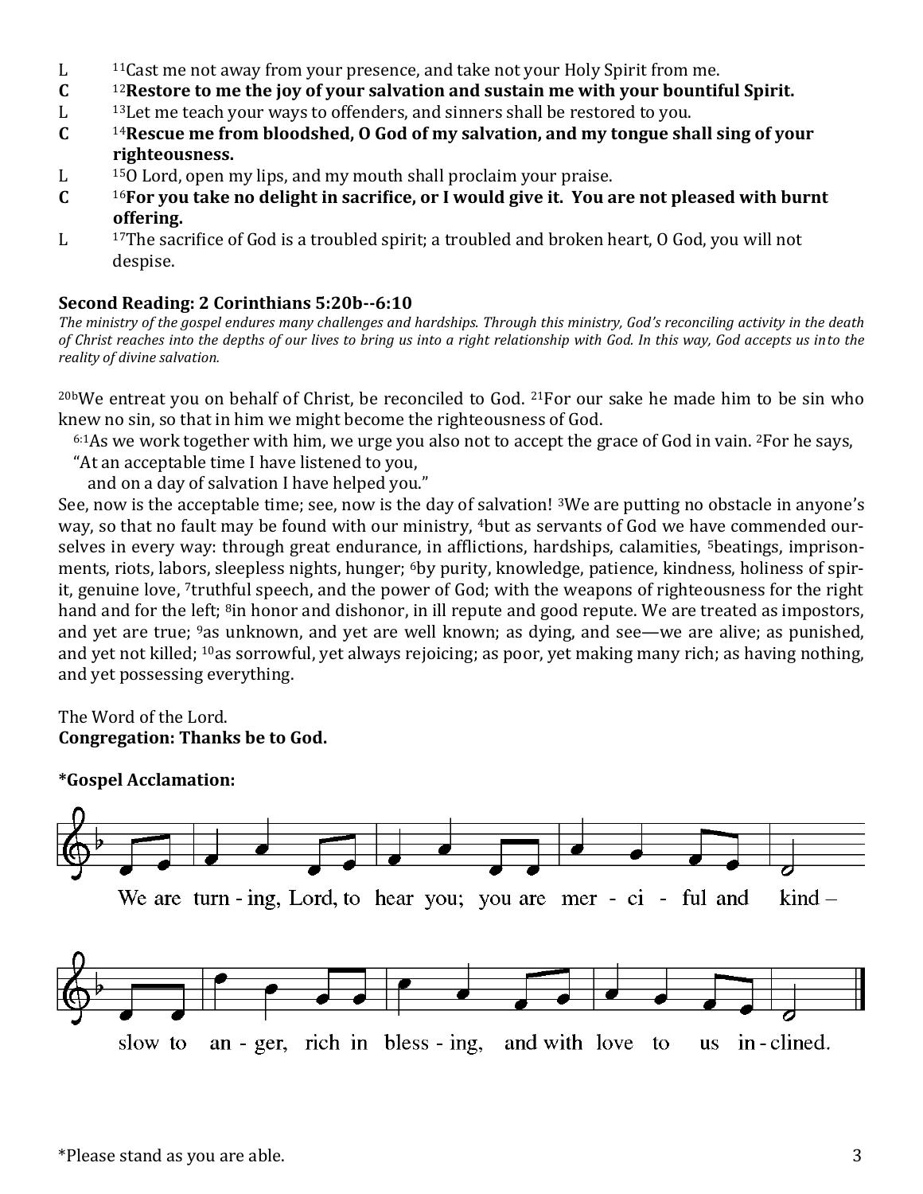L [11]Cast me not away from your presence, and take not your Holy Spirit from me.

**C [12]Restore to me the joy of your salvation and sustain me with your bountiful Spirit.**

L [13]Let me teach your ways to offenders, and sinners shall be restored to you.

**C [14]Rescue me from bloodshed, O God of my salvation, and my tongue shall sing of your righteousness.**

L [15]O Lord, open my lips, and my mouth shall proclaim your praise.

**C [16]For you take no delight in sacrifice, or I would give it. You are not pleased with burnt offering.**

L [17]The sacrifice of God is a troubled spirit; a troubled and broken heart, O God, you will not despise.

**Second Reading: 2 Corinthians 5:20b--6:10**

*The ministry of the gospel endures many challenges and hardships. Through this ministry, God's reconciling activity in the death of Christ reaches into the depths of our lives to bring us into a right relationship with God. In this way, God accepts us into the reality of divine salvation.*

[20b]We entreat you on behalf of Christ, be reconciled to God. [21]For our sake he made him to be sin who knew no sin, so that in him we might become the righteousness of God.

[6:1]As we work together with him, we urge you also not to accept the grace of God in vain. [2]For he says,
"At an acceptable time I have listened to you,
and on a day of salvation I have helped you."

See, now is the acceptable time; see, now is the day of salvation! [3]We are putting no obstacle in anyone's way, so that no fault may be found with our ministry, [4]but as servants of God we have commended ourselves in every way: through great endurance, in afflictions, hardships, calamities, [5]beatings, imprisonments, riots, labors, sleepless nights, hunger; [6]by purity, knowledge, patience, kindness, holiness of spirit, genuine love, [7]truthful speech, and the power of God; with the weapons of righteousness for the right hand and for the left; [8]in honor and dishonor, in ill repute and good repute. We are treated as impostors, and yet are true; [9]as unknown, and yet are well known; as dying, and see—we are alive; as punished, and yet not killed; [10]as sorrowful, yet always rejoicing; as poor, yet making many rich; as having nothing, and yet possessing everything.

The Word of the Lord.
**Congregation: Thanks be to God.**

***Gospel Acclamation:**

We are turn - ing, Lord, to hear you; you are mer - ci - ful and kind –
slow to an - ger, rich in bless - ing, and with love to us in - clined.

*Please stand as you are able.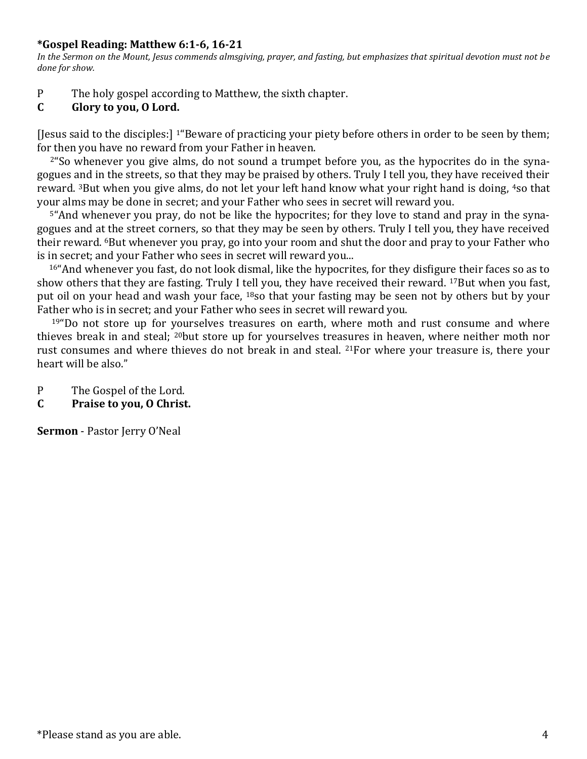**\*Gospel Reading: Matthew 6:1-6, 16-21**

*In the Sermon on the Mount, Jesus commends almsgiving, prayer, and fasting, but emphasizes that spiritual devotion must not be done for show.*

P The holy gospel according to Matthew, the sixth chapter.

**C Glory to you, O Lord.**

[Jesus said to the disciples:] [1]"Beware of practicing your piety before others in order to be seen by them; for then you have no reward from your Father in heaven.

[2]"So whenever you give alms, do not sound a trumpet before you, as the hypocrites do in the synagogues and in the streets, so that they may be praised by others. Truly I tell you, they have received their reward. [3]But when you give alms, do not let your left hand know what your right hand is doing, [4]so that your alms may be done in secret; and your Father who sees in secret will reward you.

[5]"And whenever you pray, do not be like the hypocrites; for they love to stand and pray in the synagogues and at the street corners, so that they may be seen by others. Truly I tell you, they have received their reward. [6]But whenever you pray, go into your room and shut the door and pray to your Father who is in secret; and your Father who sees in secret will reward you...

[16]"And whenever you fast, do not look dismal, like the hypocrites, for they disfigure their faces so as to show others that they are fasting. Truly I tell you, they have received their reward. [17]But when you fast, put oil on your head and wash your face, [18]so that your fasting may be seen not by others but by your Father who is in secret; and your Father who sees in secret will reward you.

[19]"Do not store up for yourselves treasures on earth, where moth and rust consume and where thieves break in and steal; [20]but store up for yourselves treasures in heaven, where neither moth nor rust consumes and where thieves do not break in and steal. [21]For where your treasure is, there your heart will be also."

P The Gospel of the Lord.

**C Praise to you, O Christ.**

**Sermon** - Pastor Jerry O'Neal

*Please stand as you are able.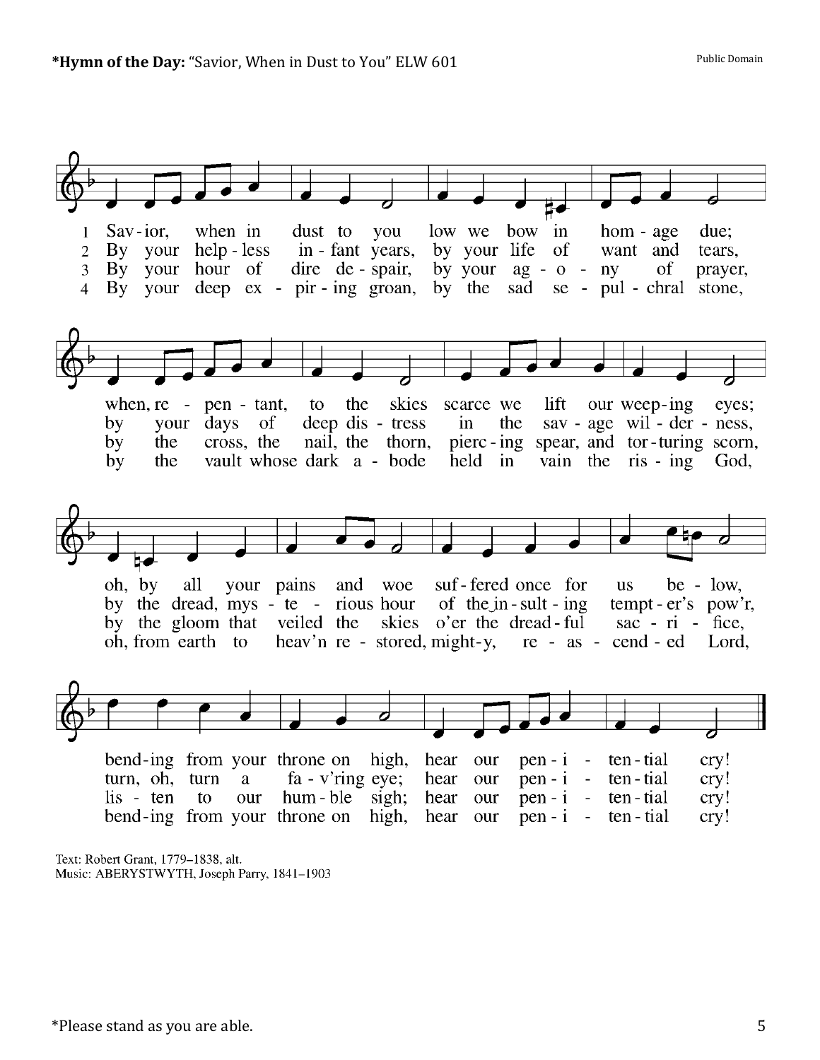**\*Hymn of the Day:** "Savior, When in Dust to You" ELW 601

Public Domain

1 Savior, when in dust to you low we bow in homage due; when, repentant, to the skies scarce we lift our weeping eyes; oh, by all your pains and woe suffered once for us below, bending from your throne on high, hear our penitential cry!

2 By your helpless infant years, by your life of want and tears, by your days of deep distress in the savage wilderness, by the dread, mysterious hour of the insulting tempter's pow'r, turn, oh, turn a fav'ring eye; hear our penitential cry!

3 By your hour of dire despair, by your agony of prayer, by the cross, the nail, the thorn, piercing spear, and torturing scorn, by the gloom that veiled the skies o'er the dreadful sacrifice, listen to our humble sigh; hear our penitential cry!

4 By your deep expiring groan, by the sad sepulchral stone, by the vault whose dark abode held in vain the rising God, oh, from earth to heav'n restored, mighty, reascended Lord, bending from your throne on high, hear our penitential cry!

Text: Robert Grant, 1779–1838, alt.
Music: ABERYSTWYTH, Joseph Parry, 1841–1903

\*Please stand as you are able.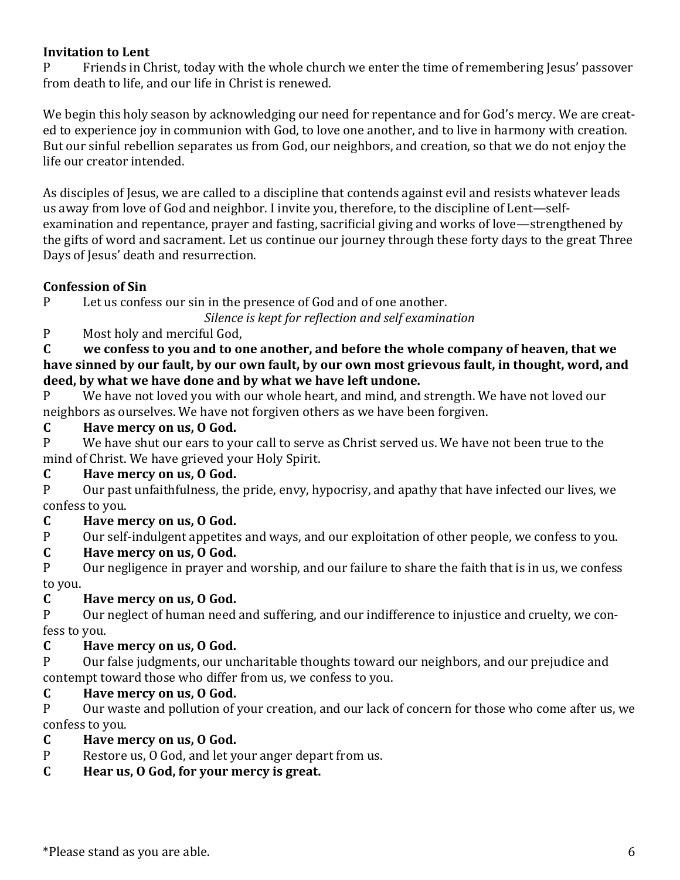**Invitation to Lent**

P  Friends in Christ, today with the whole church we enter the time of remembering Jesus' passover from death to life, and our life in Christ is renewed.

We begin this holy season by acknowledging our need for repentance and for God's mercy. We are created to experience joy in communion with God, to love one another, and to live in harmony with creation. But our sinful rebellion separates us from God, our neighbors, and creation, so that we do not enjoy the life our creator intended.

As disciples of Jesus, we are called to a discipline that contends against evil and resists whatever leads us away from love of God and neighbor. I invite you, therefore, to the discipline of Lent—self-examination and repentance, prayer and fasting, sacrificial giving and works of love—strengthened by the gifts of word and sacrament. Let us continue our journey through these forty days to the great Three Days of Jesus' death and resurrection.

**Confession of Sin**

P  Let us confess our sin in the presence of God and of one another.

*Silence is kept for reflection and self examination*

P  Most holy and merciful God,

**C  we confess to you and to one another, and before the whole company of heaven, that we have sinned by our fault, by our own fault, by our own most grievous fault, in thought, word, and deed, by what we have done and by what we have left undone.**

P  We have not loved you with our whole heart, and mind, and strength. We have not loved our neighbors as ourselves. We have not forgiven others as we have been forgiven.

**C  Have mercy on us, O God.**

P  We have shut our ears to your call to serve as Christ served us. We have not been true to the mind of Christ. We have grieved your Holy Spirit.

**C  Have mercy on us, O God.**

P  Our past unfaithfulness, the pride, envy, hypocrisy, and apathy that have infected our lives, we confess to you.

**C  Have mercy on us, O God.**

P  Our self-indulgent appetites and ways, and our exploitation of other people, we confess to you.

**C  Have mercy on us, O God.**

P  Our negligence in prayer and worship, and our failure to share the faith that is in us, we confess to you.

**C  Have mercy on us, O God.**

P  Our neglect of human need and suffering, and our indifference to injustice and cruelty, we confess to you.

**C  Have mercy on us, O God.**

P  Our false judgments, our uncharitable thoughts toward our neighbors, and our prejudice and contempt toward those who differ from us, we confess to you.

**C  Have mercy on us, O God.**

P  Our waste and pollution of your creation, and our lack of concern for those who come after us, we confess to you.

**C  Have mercy on us, O God.**

P  Restore us, O God, and let your anger depart from us.

**C  Hear us, O God, for your mercy is great.**

*Please stand as you are able.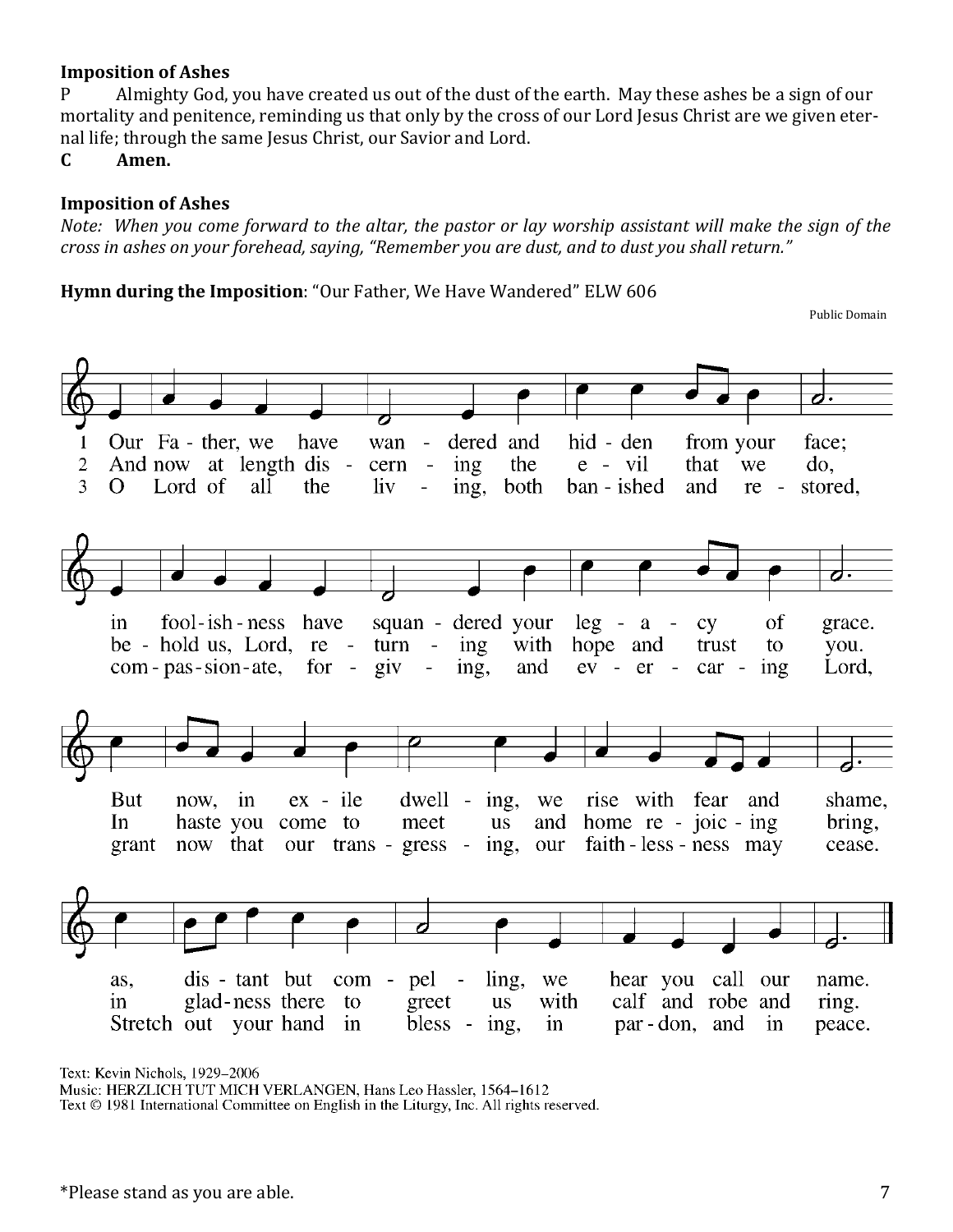**Imposition of Ashes**

P Almighty God, you have created us out of the dust of the earth. May these ashes be a sign of our mortality and penitence, reminding us that only by the cross of our Lord Jesus Christ are we given eternal life; through the same Jesus Christ, our Savior and Lord.

**C Amen.**

**Imposition of Ashes**

*Note: When you come forward to the altar, the pastor or lay worship assistant will make the sign of the cross in ashes on your forehead, saying, "Remember you are dust, and to dust you shall return."*

**Hymn during the Imposition**: "Our Father, We Have Wandered" ELW 606

Public Domain

1 Our Father, we have wandered and hidden from your face;
in foolishness have squandered your legacy of grace.
But now, in exile dwelling, we rise with fear and shame,
as, distant but compelling, we hear you call our name.

2 And now at length discerning the evil that we do,
behold us, Lord, returning with hope and trust to you.
In haste you come to meet us and home rejoicing bring,
in gladness there to greet us with calf and robe and ring.

3 O Lord of all the living, both banished and restored,
compassionate, forgiving, and ever-caring Lord,
grant now that our transgressing, our faithlessness may cease.
Stretch out your hand in blessing, in pardon, and in peace.

Text: Kevin Nichols, 1929–2006
Music: HERZLICH TUT MICH VERLANGEN, Hans Leo Hassler, 1564–1612
Text © 1981 International Committee on English in the Liturgy, Inc. All rights reserved.

*Please stand as you are able.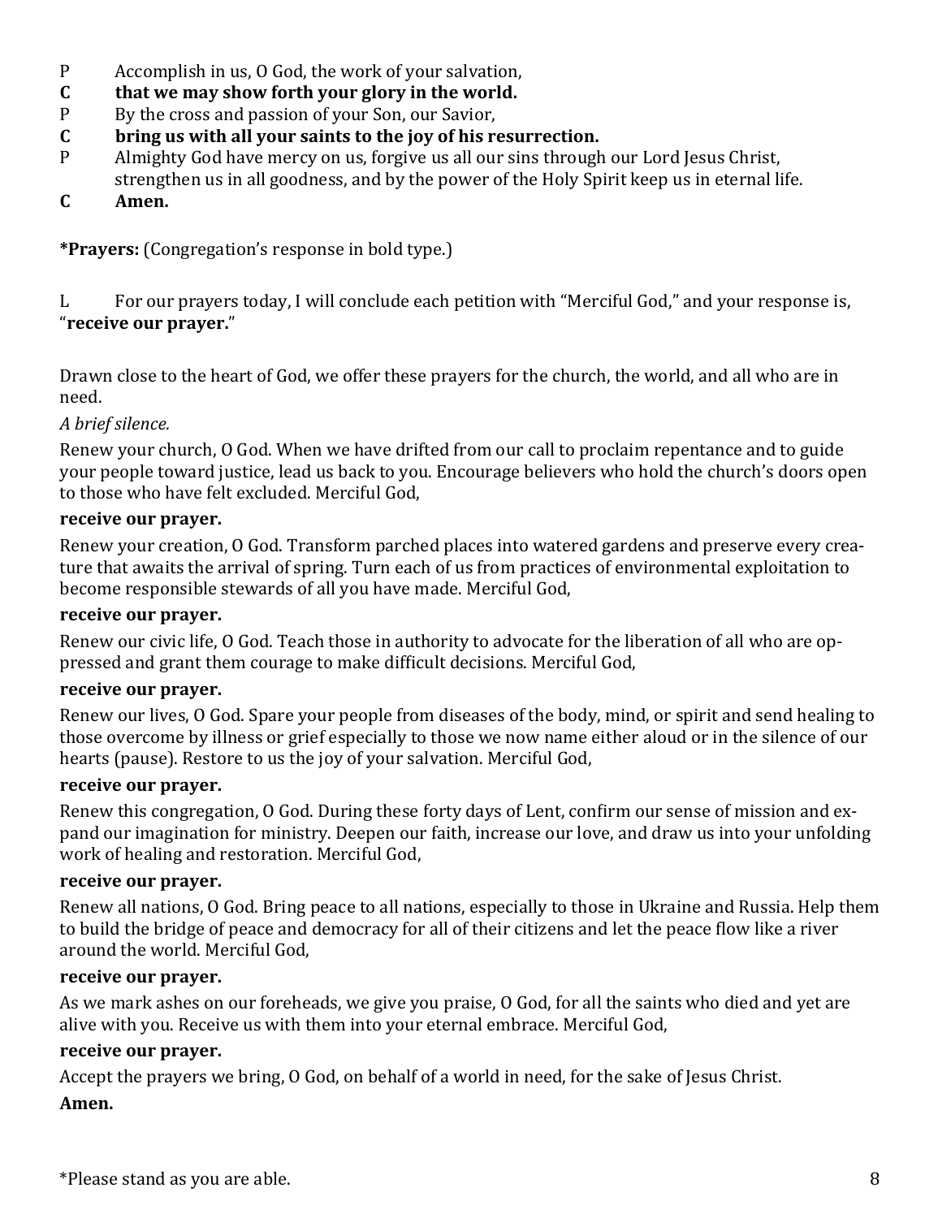P Accomplish in us, O God, the work of your salvation,
**C that we may show forth your glory in the world.**
P By the cross and passion of your Son, our Savior,
**C bring us with all your saints to the joy of his resurrection.**
P Almighty God have mercy on us, forgive us all our sins through our Lord Jesus Christ, strengthen us in all goodness, and by the power of the Holy Spirit keep us in eternal life.
**C Amen.**

***Prayers:** (Congregation's response in bold type.)

L For our prayers today, I will conclude each petition with "Merciful God," and your response is, "**receive our prayer.**"

Drawn close to the heart of God, we offer these prayers for the church, the world, and all who are in need.

*A brief silence.*

Renew your church, O God. When we have drifted from our call to proclaim repentance and to guide your people toward justice, lead us back to you. Encourage believers who hold the church's doors open to those who have felt excluded. Merciful God,

**receive our prayer.**

Renew your creation, O God. Transform parched places into watered gardens and preserve every creature that awaits the arrival of spring. Turn each of us from practices of environmental exploitation to become responsible stewards of all you have made. Merciful God,

**receive our prayer.**

Renew our civic life, O God. Teach those in authority to advocate for the liberation of all who are oppressed and grant them courage to make difficult decisions. Merciful God,

**receive our prayer.**

Renew our lives, O God. Spare your people from diseases of the body, mind, or spirit and send healing to those overcome by illness or grief especially to those we now name either aloud or in the silence of our hearts (pause). Restore to us the joy of your salvation. Merciful God,

**receive our prayer.**

Renew this congregation, O God. During these forty days of Lent, confirm our sense of mission and expand our imagination for ministry. Deepen our faith, increase our love, and draw us into your unfolding work of healing and restoration. Merciful God,

**receive our prayer.**

Renew all nations, O God. Bring peace to all nations, especially to those in Ukraine and Russia. Help them to build the bridge of peace and democracy for all of their citizens and let the peace flow like a river around the world. Merciful God,

**receive our prayer.**

As we mark ashes on our foreheads, we give you praise, O God, for all the saints who died and yet are alive with you. Receive us with them into your eternal embrace. Merciful God,

**receive our prayer.**

Accept the prayers we bring, O God, on behalf of a world in need, for the sake of Jesus Christ.

**Amen.**

*Please stand as you are able.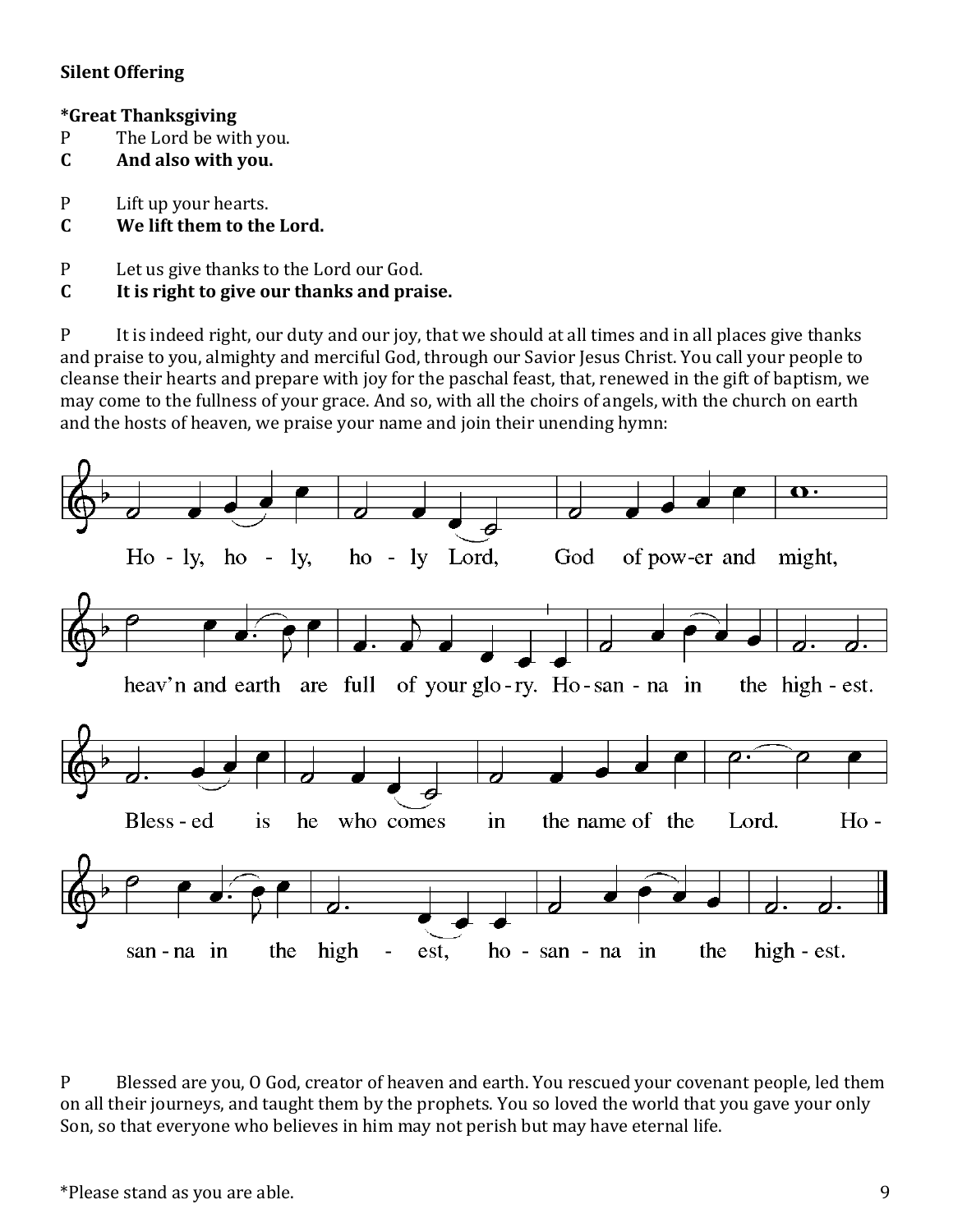**Silent Offering**

***Great Thanksgiving**

P The Lord be with you.
**C And also with you.**

P Lift up your hearts.
**C We lift them to the Lord.**

P Let us give thanks to the Lord our God.
**C It is right to give our thanks and praise.**

P It is indeed right, our duty and our joy, that we should at all times and in all places give thanks and praise to you, almighty and merciful God, through our Savior Jesus Christ. You call your people to cleanse their hearts and prepare with joy for the paschal feast, that, renewed in the gift of baptism, we may come to the fullness of your grace. And so, with all the choirs of angels, with the church on earth and the hosts of heaven, we praise your name and join their unending hymn:

Holy, holy, holy Lord, God of power and might, heav'n and earth are full of your glory. Hosanna in the highest. Blessed is he who comes in the name of the Lord. Hosanna in the highest, hosanna in the highest.

P Blessed are you, O God, creator of heaven and earth. You rescued your covenant people, led them on all their journeys, and taught them by the prophets. You so loved the world that you gave your only Son, so that everyone who believes in him may not perish but may have eternal life.

*Please stand as you are able.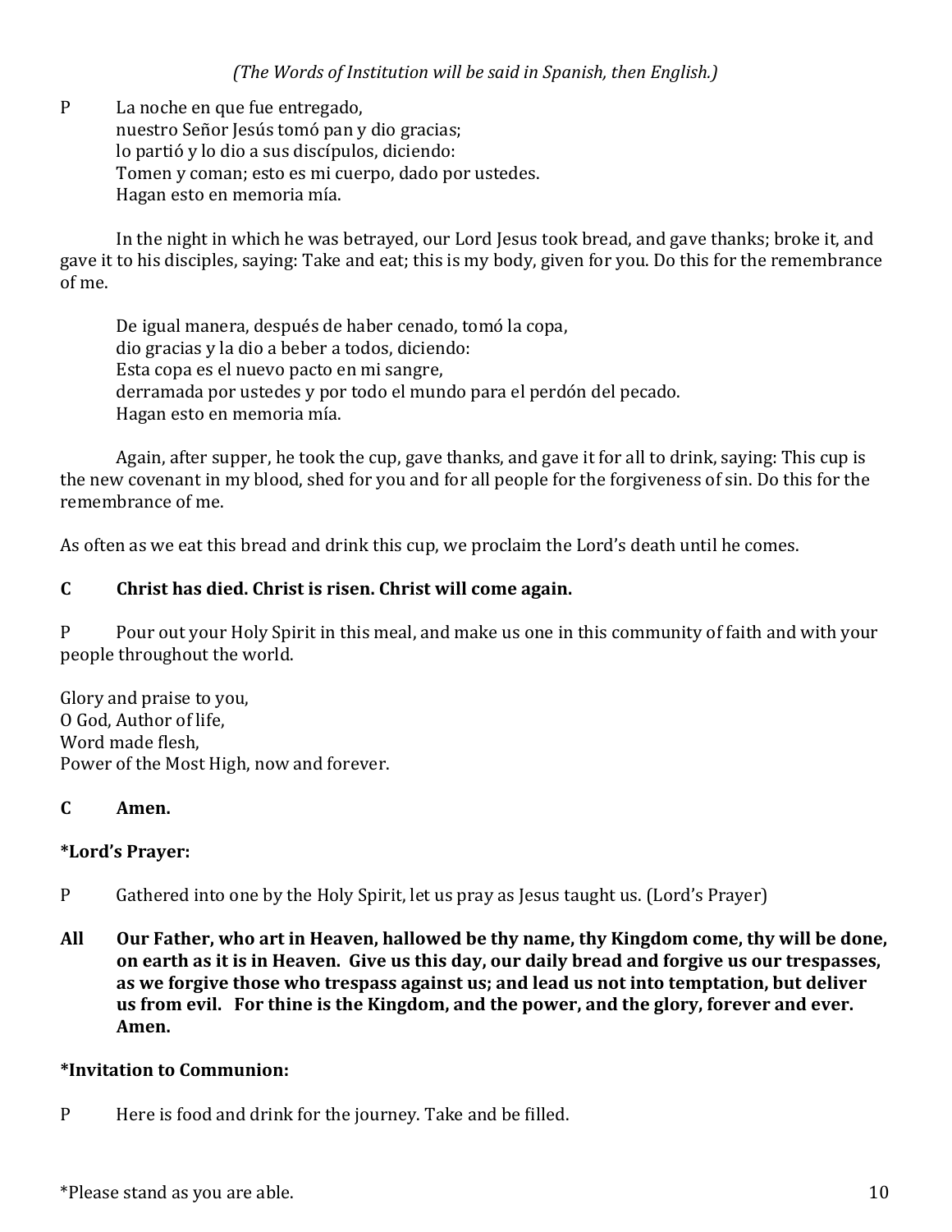*(The Words of Institution will be said in Spanish, then English.)*

P La noche en que fue entregado,
nuestro Señor Jesús tomó pan y dio gracias;
lo partió y lo dio a sus discípulos, diciendo:
Tomen y coman; esto es mi cuerpo, dado por ustedes.
Hagan esto en memoria mía.

In the night in which he was betrayed, our Lord Jesus took bread, and gave thanks; broke it, and gave it to his disciples, saying: Take and eat; this is my body, given for you. Do this for the remembrance of me.

De igual manera, después de haber cenado, tomó la copa,
dio gracias y la dio a beber a todos, diciendo:
Esta copa es el nuevo pacto en mi sangre,
derramada por ustedes y por todo el mundo para el perdón del pecado.
Hagan esto en memoria mía.

Again, after supper, he took the cup, gave thanks, and gave it for all to drink, saying: This cup is the new covenant in my blood, shed for you and for all people for the forgiveness of sin. Do this for the remembrance of me.

As often as we eat this bread and drink this cup, we proclaim the Lord's death until he comes.

**C Christ has died. Christ is risen. Christ will come again.**

P Pour out your Holy Spirit in this meal, and make us one in this community of faith and with your people throughout the world.

Glory and praise to you,
O God, Author of life,
Word made flesh,
Power of the Most High, now and forever.

**C Amen.**

**\*Lord's Prayer:**

P Gathered into one by the Holy Spirit, let us pray as Jesus taught us. (Lord's Prayer)

**All Our Father, who art in Heaven, hallowed be thy name, thy Kingdom come, thy will be done, on earth as it is in Heaven. Give us this day, our daily bread and forgive us our trespasses, as we forgive those who trespass against us; and lead us not into temptation, but deliver us from evil. For thine is the Kingdom, and the power, and the glory, forever and ever. Amen.**

**\*Invitation to Communion:**

P Here is food and drink for the journey. Take and be filled.

\*Please stand as you are able.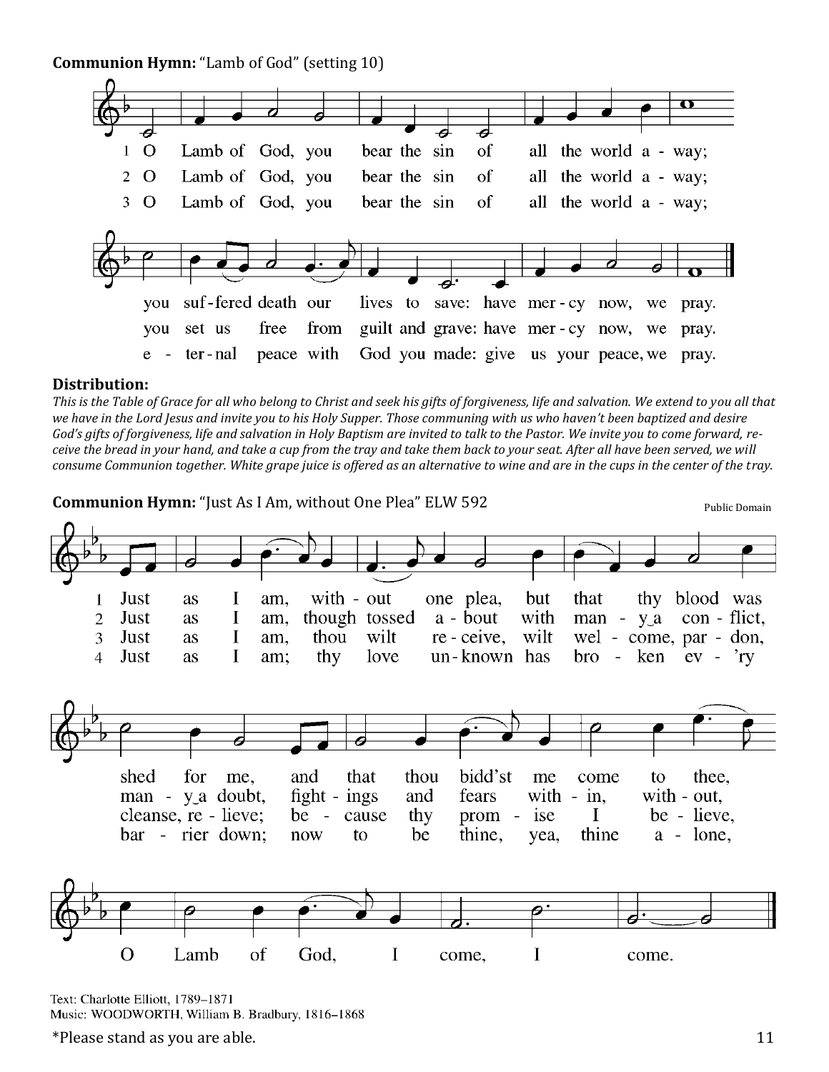**Communion Hymn:** "Lamb of God" (setting 10)

1 O Lamb of God, you bear the sin of all the world a - way; you suf - fered death our lives to save: have mer - cy now, we pray.

2 O Lamb of God, you bear the sin of all the world a - way; you set us free from guilt and grave: have mer - cy now, we pray.

3 O Lamb of God, you bear the sin of all the world a - way; e - ter - nal peace with God you made: give us your peace, we pray.

**Distribution:**

*This is the Table of Grace for all who belong to Christ and seek his gifts of forgiveness, life and salvation. We extend to you all that we have in the Lord Jesus and invite you to his Holy Supper. Those communing with us who haven't been baptized and desire God's gifts of forgiveness, life and salvation in Holy Baptism are invited to talk to the Pastor. We invite you to come forward, receive the bread in your hand, and take a cup from the tray and take them back to your seat. After all have been served, we will consume Communion together. White grape juice is offered as an alternative to wine and are in the cups in the center of the tray.*

**Communion Hymn:** "Just As I Am, without One Plea" ELW 592

Public Domain

1 Just as I am, with - out one plea, but that thy blood was shed for me, and that thou bidd'st me come to thee, O Lamb of God, I come, I come.

2 Just as I am, though tossed a - bout with man - y a con - flict, man - y a doubt, fight - ings and fears with - in, with - out, O Lamb of God, I come, I come.

3 Just as I am, thou wilt re - ceive, wilt wel - come, par - don, cleanse, re - lieve; be - cause thy prom - ise I be - lieve, O Lamb of God, I come, I come.

4 Just as I am; thy love un - known has bro - ken ev - 'ry bar - rier down; now to be thine, yea, thine a - lone, O Lamb of God, I come, I come.

Text: Charlotte Elliott, 1789–1871
Music: WOODWORTH, William B. Bradbury, 1816–1868

*Please stand as you are able.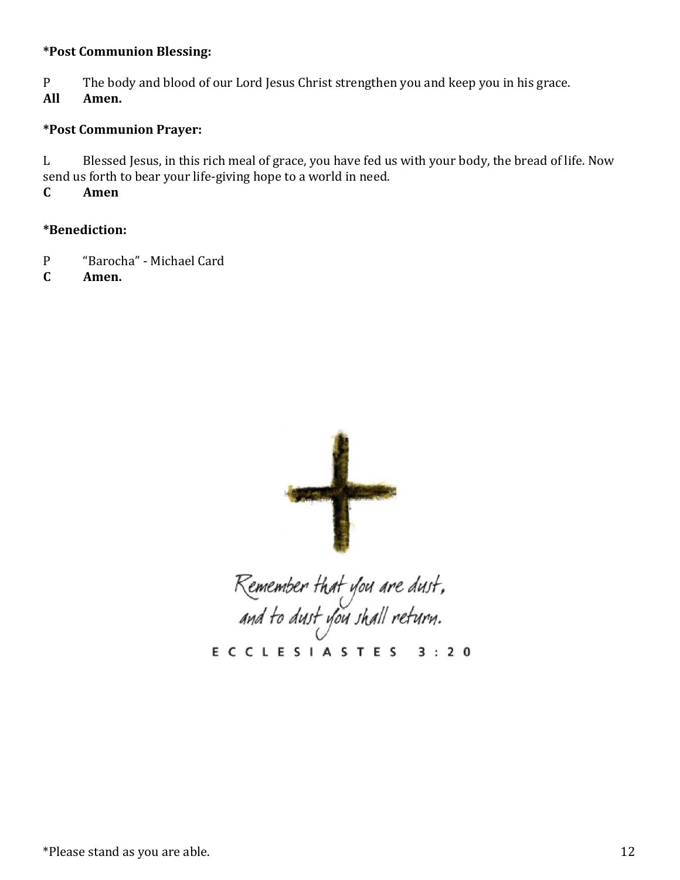**\*Post Communion Blessing:**

P The body and blood of our Lord Jesus Christ strengthen you and keep you in his grace.
**All Amen.**

**\*Post Communion Prayer:**

L Blessed Jesus, in this rich meal of grace, you have fed us with your body, the bread of life. Now send us forth to bear your life-giving hope to a world in need.
**C Amen**

**\*Benediction:**

P "Barocha" - Michael Card
**C Amen.**

*Remember that you are dust, and to dust you shall return.*

ECCLESIASTES 3:20

\*Please stand as you are able.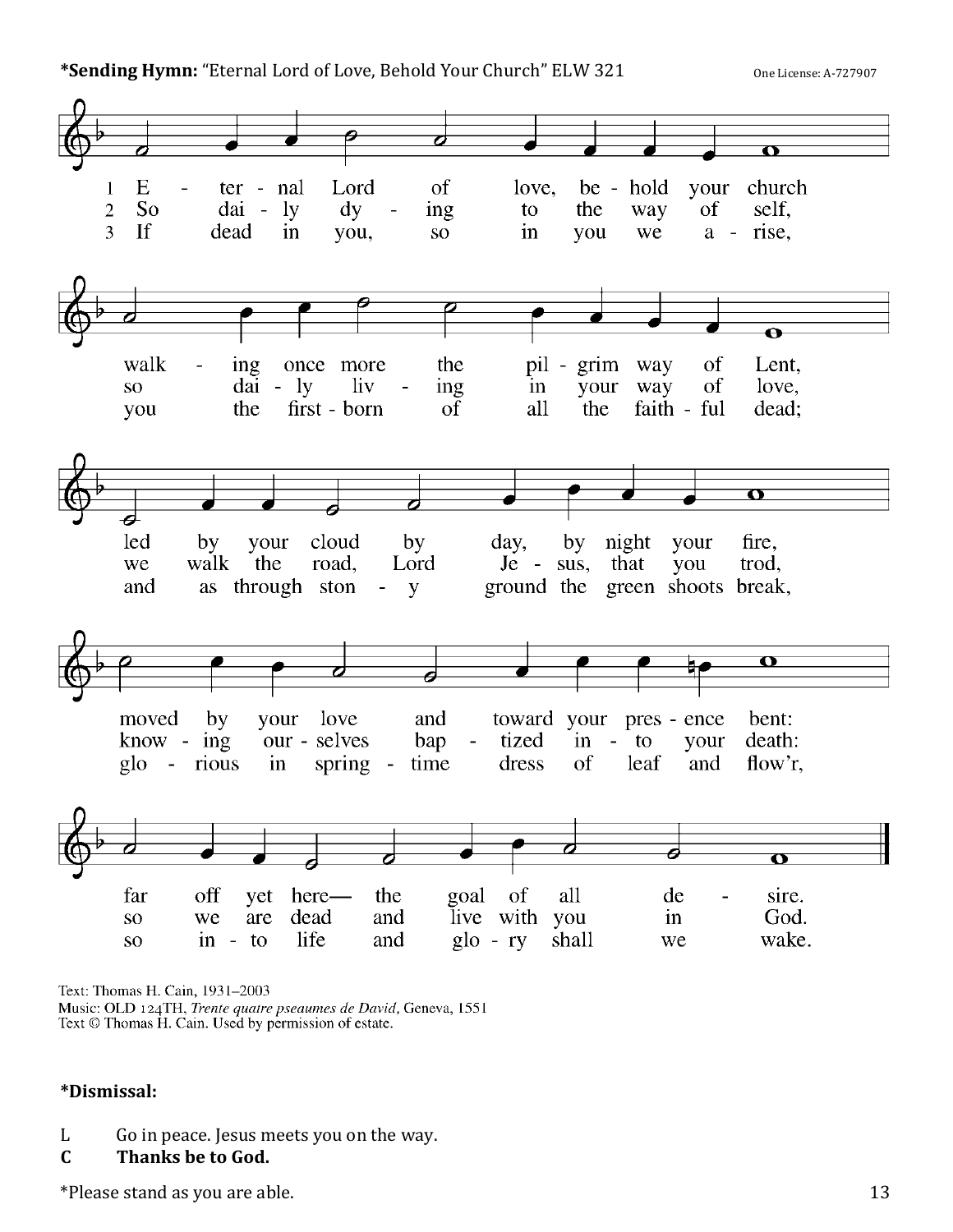**\*Sending Hymn:** "Eternal Lord of Love, Behold Your Church" ELW 321 One License: A-727907

1 Eternal Lord of love, behold your church
walking once more the pilgrim way of Lent,
led by your cloud by day, by night your fire,
moved by your love and toward your presence bent:
far off yet here— the goal of all desire.

2 So daily dying to the way of self,
so daily living in your way of love,
we walk the road, Lord Jesus, that you trod,
knowing ourselves baptized into your death:
so we are dead and live with you in God.

3 If dead in you, so in you we arise,
you the firstborn of all the faithful dead;
and as through stony ground the green shoots break,
glorious in springtime dress of leaf and flow'r,
so into life and glory shall we wake.

Text: Thomas H. Cain, 1931–2003
Music: OLD 124TH, *Trente quatre pseaumes de David*, Geneva, 1551
Text © Thomas H. Cain. Used by permission of estate.

**\*Dismissal:**

L Go in peace. Jesus meets you on the way.
**C Thanks be to God.**

\*Please stand as you are able.